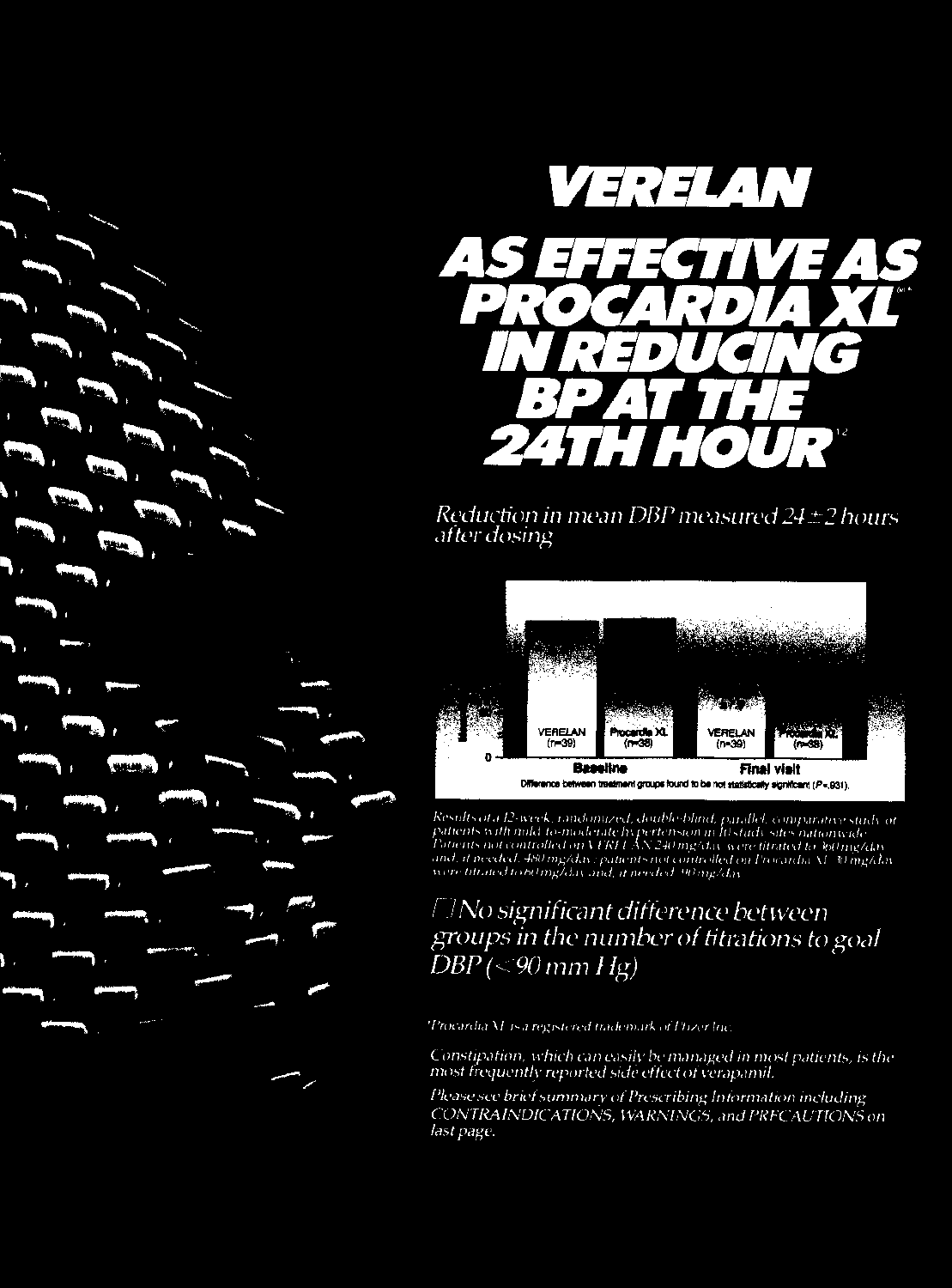# VERELAN

# AS EFFECTIVE AS PROCARDIA XL* IN REDUCING BP AT THE 24TH HOUR[1,2]

*Reduction in mean DBP measured 24±2 hours after dosing*

| | VERELAN (n=39) | Procardia XL (n=38) |
|---|---|---|
| Baseline | | |
| Final visit | | |

Difference between treatment groups found to be not statistically significant (P=.931).

*Results of a 12-week, randomized, double-blind, parallel, comparative study of patients with mild-to-moderate hypertension in 10 study sites nationwide. Patients not controlled on VERELAN 240 mg/day were titrated to 360 mg/day and, if needed, 480 mg/day; patients not controlled on Procardia XL 30 mg/day were titrated to 60 mg/day and, if needed, 90 mg/day.*

☐ *No significant difference between groups in the number of titrations to goal DBP (<90 mm Hg)*

*Procardia XL is a registered trademark of Pfizer Inc.

*Constipation, which can easily be managed in most patients, is the most frequently reported side effect of verapamil.*

*Please see brief summary of Prescribing Information including CONTRAINDICATIONS, WARNINGS, and PRECAUTIONS on last page.*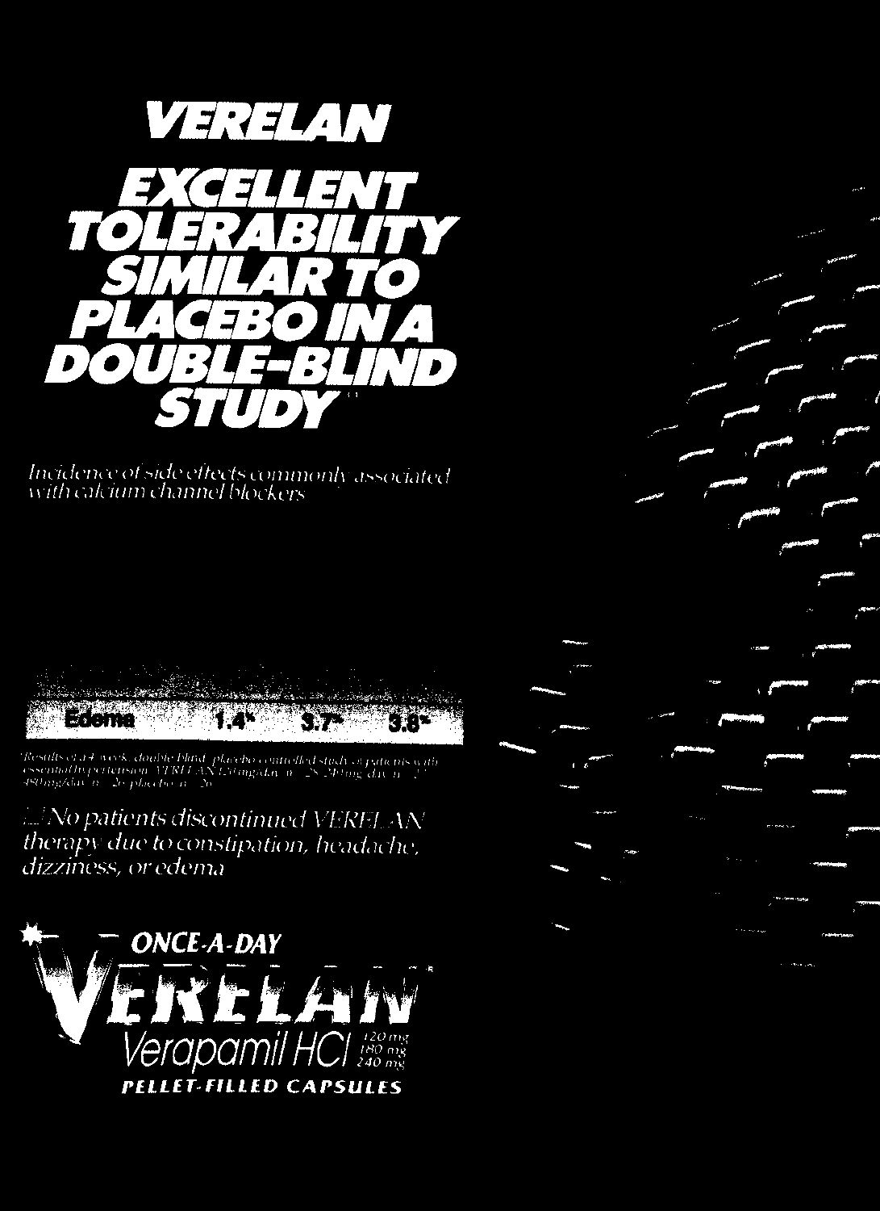# VERELAN

## EXCELLENT TOLERABILITY SIMILAR TO PLACEBO IN A DOUBLE-BLIND STUDY

*Incidence of side effects commonly associated with calcium channel blockers*

| | | | |
|---|---|---|---|
| Edema | 1.4% | 3.7% | 3.8% |

*Results of a 4-week, double-blind, placebo-controlled study of patients with essential hypertension. VERELAN 120 mg/day, n = 28; 240 mg/day, n = 27; 480 mg/day, n = 26; placebo, n = 26.

☐ No patients discontinued VERELAN therapy due to constipation, headache, dizziness, or edema

**ONCE-A-DAY**

# VERELAN

Verapamil HCl 120 mg 180 mg 240 mg

**PELLET-FILLED CAPSULES**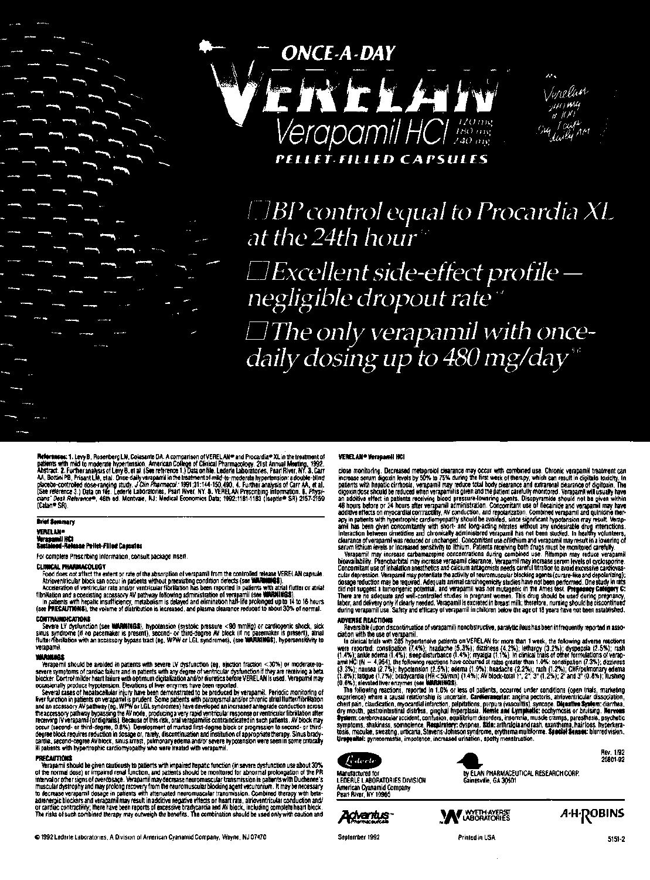# ONCE-A-DAY

# VERELAN

## Verapamil HCl 120 mg 180 mg 240 mg

**PELLET-FILLED CAPSULES**

Verelan 240 mg # 100 Sig: 1 cap daily AM

- BP control equal to Procardia XL at the 24th hour[1,2]
- Excellent side-effect profile — negligible dropout rate[1,3]
- The only verapamil with once-daily dosing up to 480 mg/day[5,6]

**References:** 1. Levy B, Rosenberg LN, Colasante DA. A comparison of VERELAN® and Procardia® XL in the treatment of patients with mild to moderate hypertension. American College of Clinical Pharmacology. 21st Annual Meeting, 1992. Abstract. 2. Further analysis of Levy B, et al. (See reference 1.) Data on file. Lederle Laboratories, Pearl River, NY. 3. Carr AA, Bottini PB, Prisant LM, et al. Once-daily verapamil in the treatment of mild-to-moderate hypertension: a double-blind placebo-controlled dose-ranging study. *J Clin Pharmacol.* 1991;31:144-150,480. 4. Further analysis of Carr AA, et al. (See reference 3.) Data on file. Lederle Laboratories, Pearl River, NY. 5. VERELAN Prescribing Information. 6. *Physicians' Desk Reference®*, 46th ed. Montvale, NJ: Medical Economics Data; 1992:1181-1183 (Isoptin® SR) 2157-2159 (Calan® SR).

**Brief Summary**

**VERELAN®**
**Verapamil HCl**
**Sustained-Release Pellet-Filled Capsules**

For complete Prescribing Information, consult package insert.

**CLINICAL PHARMACOLOGY**

Food does not affect the extent or rate of the absorption of verapamil from the controlled release VERELAN capsule. Atrioventricular block can occur in patients without preexisting condition defects (see **WARNINGS**).

Acceleration of ventricular rate and/or ventricular fibrillation has been reported in patients with atrial flutter or atrial fibrillation and a coexisting accessory AV pathway following administration of verapamil (see **WARNINGS**).

In patients with hepatic insufficiency, metabolism is delayed and elimination half-life prolonged up to 14 to 16 hours (see **PRECAUTIONS**), the volume of distribution is increased, and plasma clearance reduced to about 30% of normal.

**CONTRAINDICATIONS**

Severe LV dysfunction (see **WARNINGS**), hypotension (systolic pressure <90 mmHg) or cardiogenic shock, sick sinus syndrome (if no pacemaker is present), second- or third-degree AV block (if no pacemaker is present), atrial flutter/fibrillation with an accessory bypass tract (eg, WPW or LGL syndromes), (see **WARNINGS**), hypersensitivity to verapamil.

**WARNINGS**

Verapamil should be avoided in patients with severe LV dysfunction (eg, ejection fraction <30%) or moderate-to-severe symptoms of cardiac failure and in patients with any degree of ventricular dysfunction if they are receiving a beta blocker. Control milder heart failure with optimum digitalization and/or diuretics before VERELAN is used. Verapamil may occasionally produce hypotension. Elevations of liver enzymes have been reported.

Several cases of hepatocellular injury have been demonstrated to be produced by verapamil. Periodic monitoring of liver function in patients on verapamil is prudent. Some patients with paroxysmal and/or chronic atrial flutter/fibrillation and an accessory AV pathway (eg, WPW or LGL syndromes) have developed an increased antegrade conduction across the accessory pathway bypassing the AV node, producing a very rapid ventricular response or ventricular fibrillation after receiving IV verapamil (or digitalis). Because of this risk, oral verapamil is contraindicated in such patients. AV block may occur (second- or third-degree, 0.8%). Development of marked first-degree block or progression to second- or third-degree block requires reduction in dosage or, rarely, discontinuation and institution of appropriate therapy. Sinus bradycardia, second-degree AV block, sinus arrest, pulmonary edema and/or severe hypotension were seen in some critically ill patients with hypertrophic cardiomyopathy who were treated with verapamil.

**PRECAUTIONS**

Verapamil should be given cautiously to patients with impaired hepatic function (in severe dysfunction use about 30% of the normal dose) or impaired renal function, and patients should be monitored for abnormal prolongation of the PR interval or other signs of overdosage. Verapamil may decrease neuromuscular transmission in patients with Duchenne's muscular dystrophy and may prolong recovery from the neuromuscular blocking agent vecuronium. It may be necessary to decrease verapamil dosage in patients with attenuated neuromuscular transmission. Combined therapy with beta-adrenergic blockers and verapamil may result in additive negative effects on heart rate, atrioventricular conduction and/or cardiac contractility; there have been reports of excessive bradycardia and AV block, including complete heart block. The risks of such combined therapy may outweigh the benefits. The combination should be used only with caution and close monitoring. Decreased metoprolol clearance may occur with combined use. Chronic verapamil treatment can increase serum digoxin levels by 50% to 75% during the first week of therapy, which can result in digitalis toxicity. In patients with hepatic cirrhosis, verapamil may reduce total body clearance and extrarenal clearance of digitoxin. The digoxin dose should be reduced when verapamil is given and the patient carefully monitored. Verapamil will usually have an additive effect in patients receiving blood pressure-lowering agents. Disopyramide should not be given within 48 hours before or 24 hours after verapamil administration. Concomitant use of flecainide and verapamil may have additive effects on myocardial contractility, AV conduction, and repolarization. Combined verapamil and quinidine therapy in patients with hypertrophic cardiomyopathy should be avoided, since significant hypotension may result. Verapamil has been given concomitantly with short- and long-acting nitrates without any undesirable drug interactions. Interaction between cimetidine and chronically administered verapamil has not been studied. In healthy volunteers, clearance of verapamil was reduced or unchanged. Concomitant use of lithium and verapamil may result in a lowering of serum lithium levels or increased sensitivity to lithium. Patients receiving both drugs must be monitored carefully.

Verapamil may increase carbamazepine concentrations during combined use. Rifampin may reduce verapamil bioavailability. Phenobarbital may increase verapamil clearance. Verapamil may increase serum levels of cyclosporine. Concomitant use of inhalation anesthetics and calcium antagonists needs careful titration to avoid excessive cardiovascular depression. Verapamil may potentiate the activity of neuromuscular blocking agents (curare-like and depolarizing); dosage reduction may be required. Adequate animal carcinogenicity studies have not been performed. One study in rats did not suggest a tumorigenic potential, and verapamil was not mutagenic in the Ames test. **Pregnancy Category C:** There are no adequate and well-controlled studies in pregnant women. This drug should be used during pregnancy, labor, and delivery only if clearly needed. Verapamil is excreted in breast milk; therefore, nursing should be discontinued during verapamil use. Safety and efficacy of verapamil in children below the age of 18 years have not been established.

**ADVERSE REACTIONS**

Reversible (upon discontinuation of verapamil) nonobstructive, paralytic ileus has been infrequently reported in association with the use of verapamil.

In clinical trials with 285 hypertensive patients on VERELAN for more than 1 week, the following adverse reactions were reported: constipation (7.4%); headache (5.3%); dizziness (4.2%); lethargy (3.2%); dyspepsia (2.5%); rash (1.4%); ankle edema (1.4%); sleep disturbance (1.4%); myalgia (1.1%). In clinical trials of other formulations of verapamil HCl (N = 4,954), the following reactions have occurred at rates greater than 1.0%: constipation (7.3%); dizziness (3.3%); nausea (2.7%); hypotension (2.5%); edema (1.9%); headache (2.2%); rash (1.2%); CHF/pulmonary edema (1.8%); fatigue (1.7%); bradycardia (HR<50/min) (1.4%); AV block-total 1°, 2°, 3° (1.2%); 2° and 3° (0.8%); flushing (0.6%); elevated liver enzymes (see **WARNINGS**).

The following reactions, reported in 1.0% or less of patients, occurred under conditions (open trials, marketing experience) where a causal relationship is uncertain. **Cardiovascular:** angina pectoris, atrioventricular dissociation, chest pain, claudication, myocardial infarction, palpitations, purpura (vasculitis), syncope. **Digestive System:** diarrhea, dry mouth, gastrointestinal distress, gingival hyperplasia. **Hemic and Lymphatic:** ecchymosis or bruising. **Nervous System:** cerebrovascular accident, confusion, equilibrium disorders, insomnia, muscle cramps, paresthesia, psychotic symptoms, shakiness, somnolence. **Respiratory:** dyspnea. **Skin:** arthralgia and rash, exanthema, hair loss, hyperkeratosis, maculae, sweating, urticaria, Stevens-Johnson syndrome, erythema multiforme. **Special Senses:** blurred vision. **Urogenital:** gynecomastia, impotence, increased urination, spotty menstruation.

Rev. 1/92
20801-92

Manufactured for
LEDERLE LABORATORIES DIVISION
American Cyanamid Company
Pearl River, NY 10965

by ELAN PHARMACEUTICAL RESEARCH CORP.
Gainesville, GA 30501

Adventus Pharmaceuticals — WYETH-AYERST LABORATORIES — A·H·ROBINS

© 1992 Lederle Laboratories, A Division of American Cyanamid Company, Wayne, NJ 07470

September 1992 — Printed in USA — 5151-2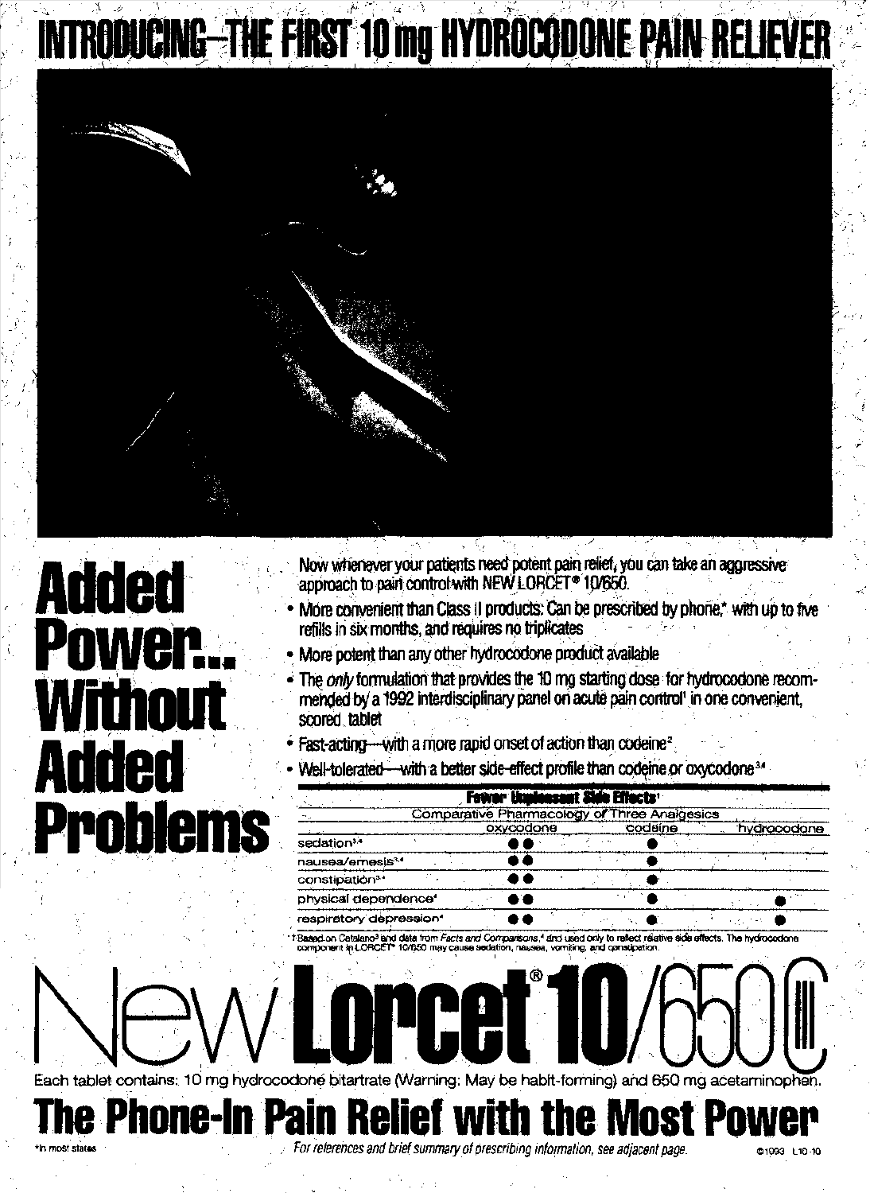# INTRODUCING—THE FIRST 10 mg HYDROCODONE PAIN RELIEVER

## Added Power... Without Added Problems

Now whenever your patients need potent pain relief, you can take an aggressive approach to pain control with NEW LORCET® 10/650.

- More convenient than Class II products: Can be prescribed by phone,* with up to five refills in six months, and requires no triplicates
- More potent than any other hydrocodone product available
- The *only* formulation that provides the 10 mg starting dose for hydrocodone recommended by a 1992 interdisciplinary panel on acute pain control[1] in one convenient, scored tablet
- Fast-acting—with a more rapid onset of action than codeine[2]
- Well-tolerated—with a better side-effect profile than codeine or oxycodone[3,4]

**Fewer Unpleasant Side Effects†**

Comparative Pharmacology of Three Analgesics

| | oxycodone | codeine | hydrocodone |
|---|---|---|---|
| sedation[3,4] | ●● | ● | |
| nausea/emesis[3,4] | ●● | ● | |
| constipation[3,4] | ●● | ● | |
| physical dependence[4] | ●● | ● | ● |
| respiratory depression[4] | ●● | ● | ● |

† Based on Catalano[3] and data from *Facts and Comparisons*,[4] and used only to reflect relative side effects. The hydrocodone component in LORCET® 10/650 may cause sedation, nausea, vomiting, and constipation.

# New Lorcet® 10/650 CIII

Each tablet contains: 10 mg hydrocodone bitartrate (Warning: May be habit-forming) and 650 mg acetaminophen.

## The Phone-In Pain Relief with the Most Power

*In most states

*For references and brief summary of prescribing information, see adjacent page.*

©1993 L10-10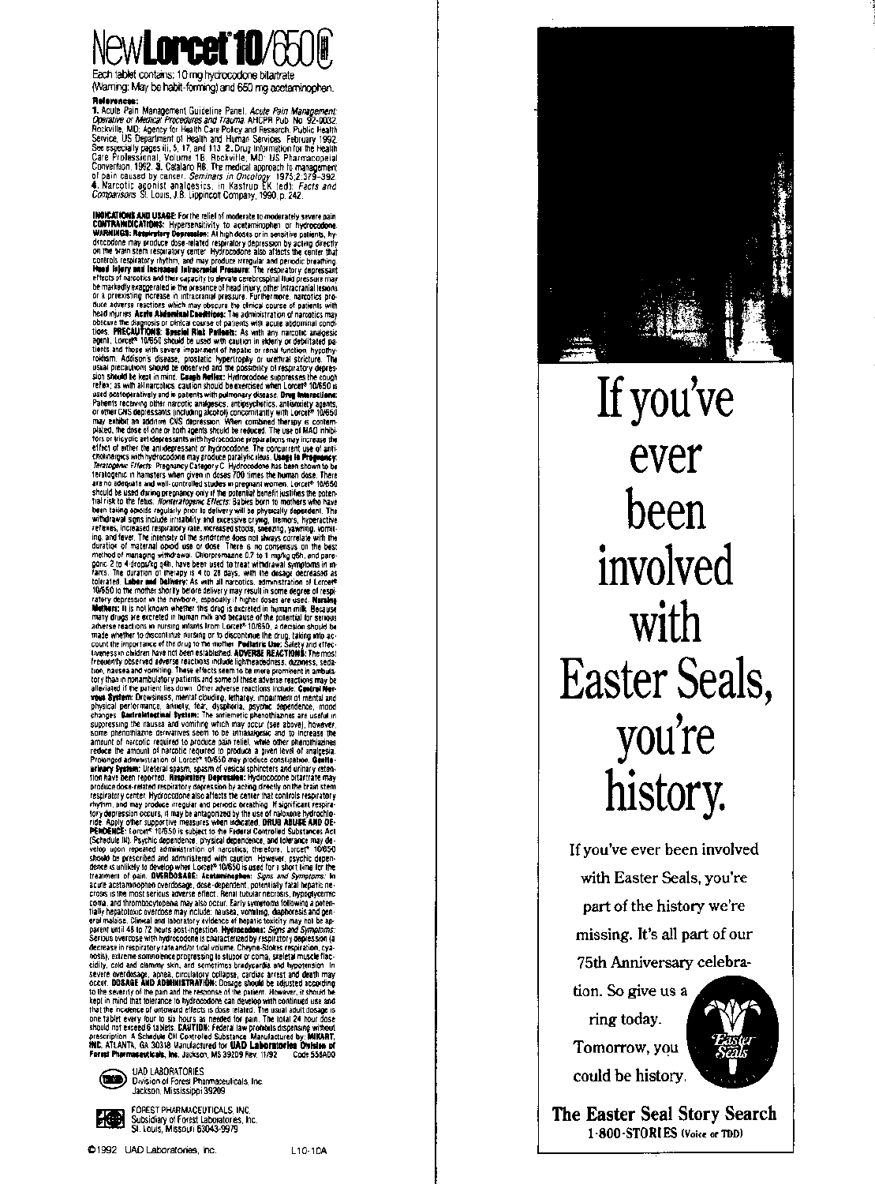# New Lorcet® 10/650 CIII

Each tablet contains: 10 mg hydrocodone bitartrate (Warning: May be habit-forming) and 650 mg acetaminophen.

**References:**

**1.** Acute Pain Management Guideline Panel. *Acute Pain Management: Operative or Medical Procedures and Trauma.* AHCPR Pub. No. 92-0032. Rockville, MD: Agency for Health Care Policy and Research, Public Health Service, US Department of Health and Human Services. February 1992. See especially pages iii, 5, 17, and 113. **2.** Drug Information for the Health Care Professional. Volume 1B. Rockville, MD: US Pharmacopeial Convention; 1992. **3.** Catalano RB. The medical approach to management of pain caused by cancer. *Seminars in Oncology.* 1975;2:379-392. **4.** Narcotic agonist analgesics. In: Kastrup EK (ed): *Facts and Comparisons.* St. Louis, J.B. Lippincott Company, 1990. p. 242.

**INDICATIONS AND USAGE:** For the relief of moderate to moderately severe pain. **CONTRAINDICATIONS:** Hypersensitivity to acetaminophen or hydrocodone. **WARNINGS: Respiratory Depression:** At high doses or in sensitive patients, hydrocodone may produce dose-related respiratory depression by acting directly on the brain stem respiratory center. Hydrocodone also affects the center that controls respiratory rhythm, and may produce irregular and periodic breathing. **Head Injury and Increased Intracranial Pressure:** The respiratory depressant effects of narcotics and their capacity to elevate cerebrospinal fluid pressure may be markedly exaggerated in the presence of head injury, other intracranial lesions or a preexisting increase in intracranial pressure. Furthermore, narcotics produce adverse reactions which may obscure the clinical course of patients with head injuries. **Acute Abdominal Conditions:** The administration of narcotics may obscure the diagnosis or clinical course of patients with acute abdominal conditions. **PRECAUTIONS: Special Risk Patients:** As with any narcotic analgesic agent, Lorcet® 10/650 should be used with caution in elderly or debilitated patients and those with severe impairment of hepatic or renal function, hypothyroidism, Addison's disease, prostatic hypertrophy or urethral stricture. The usual precautions should be observed and the possibility of respiratory depression should be kept in mind. **Cough Reflex:** Hydrocodone suppresses the cough reflex; as with all narcotics, caution should be exercised when Lorcet® 10/650 is used postoperatively and in patients with pulmonary disease. **Drug Interactions:** Patients receiving other narcotic analgesics, antipsychotics, antianxiety agents, or other CNS depressants (including alcohol) concomitantly with Lorcet® 10/650 may exhibit an additive CNS depression. When combined therapy is contemplated, the dose of one or both agents should be reduced. The use of MAO inhibitors or tricyclic antidepressants with hydrocodone preparations may increase the effect of either the antidepressant or hydrocodone. The concurrent use of anticholinergics with hydrocodone may produce paralytic ileus. **Usage in Pregnancy:** *Teratogenic Effects:* Pregnancy Category C. Hydrocodone has been shown to be teratogenic in hamsters when given in doses 700 times the human dose. There are no adequate and well-controlled studies in pregnant women. Lorcet® 10/650 should be used during pregnancy only if the potential benefit justifies the potential risk to the fetus. *Nonteratogenic Effects:* Babies born to mothers who have been taking opioids regularly prior to delivery will be physically dependent. The withdrawal signs include irritability and excessive crying, tremors, hyperactive reflexes, increased respiratory rate, increased stools, sneezing, yawning, vomiting, and fever. The intensity of the syndrome does not always correlate with the duration of maternal opioid use or dose. There is no consensus on the best method of managing withdrawal. Chlorpromazine 0.7 to 1 mg/kg q6h, and paregoric 2 to 4 drops/kg q4h, have been used to treat withdrawal symptoms in infants. The duration of therapy is 4 to 28 days, with the dosage decreased as tolerated. **Labor and Delivery:** As with all narcotics, administration of Lorcet® 10/650 to the mother shortly before delivery may result in some degree of respiratory depression in the newborn, especially if higher doses are used. **Nursing Mothers:** It is not known whether this drug is excreted in human milk. Because many drugs are excreted in human milk and because of the potential for serious adverse reactions in nursing infants from Lorcet® 10/650, a decision should be made whether to discontinue nursing or to discontinue the drug, taking into account the importance of the drug to the mother. **Pediatric Use:** Safety and effectiveness in children have not been established. **ADVERSE REACTIONS:** The most frequently observed adverse reactions include lightheadedness, dizziness, sedation, nausea and vomiting. These effects seem to be more prominent in ambulatory than in nonambulatory patients and some of these adverse reactions may be alleviated if the patient lies down. Other adverse reactions include: **Central Nervous System:** Drowsiness, mental clouding, lethargy, impairment of mental and physical performance, anxiety, fear, dysphoria, psychic dependence, mood changes. **Gastrointestinal System:** The antiemetic phenothiazines are useful in suppressing the nausea and vomiting which may occur (see above); however, some phenothiazine derivatives seem to be antianalgesic and to increase the amount of narcotic required to produce pain relief, while other phenothiazines reduce the amount of narcotic required to produce a given level of analgesia. Prolonged administration of Lorcet® 10/650 may produce constipation. **Genitourinary System:** Ureteral spasm, spasm of vesical sphincters and urinary retention have been reported. **Respiratory Depression:** Hydrocodone bitartrate may produce dose-related respiratory depression by acting directly on the brain stem respiratory center. Hydrocodone also affects the center that controls respiratory rhythm, and may produce irregular and periodic breathing. If significant respiratory depression occurs, it may be antagonized by the use of naloxone hydrochloride. Apply other supportive measures when indicated. **DRUG ABUSE AND DEPENDENCE:** Lorcet® 10/650 is subject to the Federal Controlled Substances Act (Schedule III). Psychic dependence, physical dependence, and tolerance may develop upon repeated administration of narcotics; therefore, Lorcet® 10/650 should be prescribed and administered with caution. However, psychic dependence is unlikely to develop when Lorcet® 10/650 is used for a short time for the treatment of pain. **OVERDOSAGE: Acetaminophen:** *Signs and Symptoms:* In acute acetaminophen overdosage, dose-dependent, potentially fatal hepatic necrosis is the most serious adverse effect. Renal tubular necrosis, hypoglycemic coma, and thrombocytopenia may also occur. Early symptoms following a potentially hepatotoxic overdose may include: nausea, vomiting, diaphoresis and general malaise. Clinical and laboratory evidence of hepatic toxicity may not be apparent until 48 to 72 hours post-ingestion. **Hydrocodone:** *Signs and Symptoms:* Serious overdose with hydrocodone is characterized by respiratory depression (a decrease in respiratory rate and/or tidal volume, Cheyne-Stokes respiration, cyanosis), extreme somnolence progressing to stupor or coma, skeletal muscle flaccidity, cold and clammy skin, and sometimes bradycardia and hypotension. In severe overdosage, apnea, circulatory collapse, cardiac arrest and death may occur. **DOSAGE AND ADMINISTRATION:** Dosage should be adjusted according to the severity of the pain and the response of the patient. However, it should be kept in mind that tolerance to hydrocodone can develop with continued use and that the incidence of untoward effects is dose related. The usual adult dosage is one tablet every four to six hours as needed for pain. The total 24 hour dose should not exceed 6 tablets. **CAUTION:** Federal law prohibits dispensing without prescription. A Schedule CIII Controlled Substance. Manufactured by: **MIKART, INC.** ATLANTA, GA 30318 Manufactured for **UAD Laboratories Division of Forest Pharmaceuticals, Inc.** Jackson, MS 39209 Rev. 11/92 Code 556A00

UAD LABORATORIES
Division of Forest Pharmaceuticals, Inc.
Jackson, Mississippi 39209

FOREST PHARMACEUTICALS, INC.
Subsidiary of Forest Laboratories, Inc.
St. Louis, Missouri 63043-9979

©1992 UAD Laboratories, Inc. L10-10A

# If you've ever been involved with Easter Seals, you're history.

If you've ever been involved with Easter Seals, you're part of the history we're missing. It's all part of our 75th Anniversary celebration. So give us a ring today. Tomorrow, you could be history.

Easter Seals

**The Easter Seal Story Search**
**1-800-STORIES (Voice or TDD)**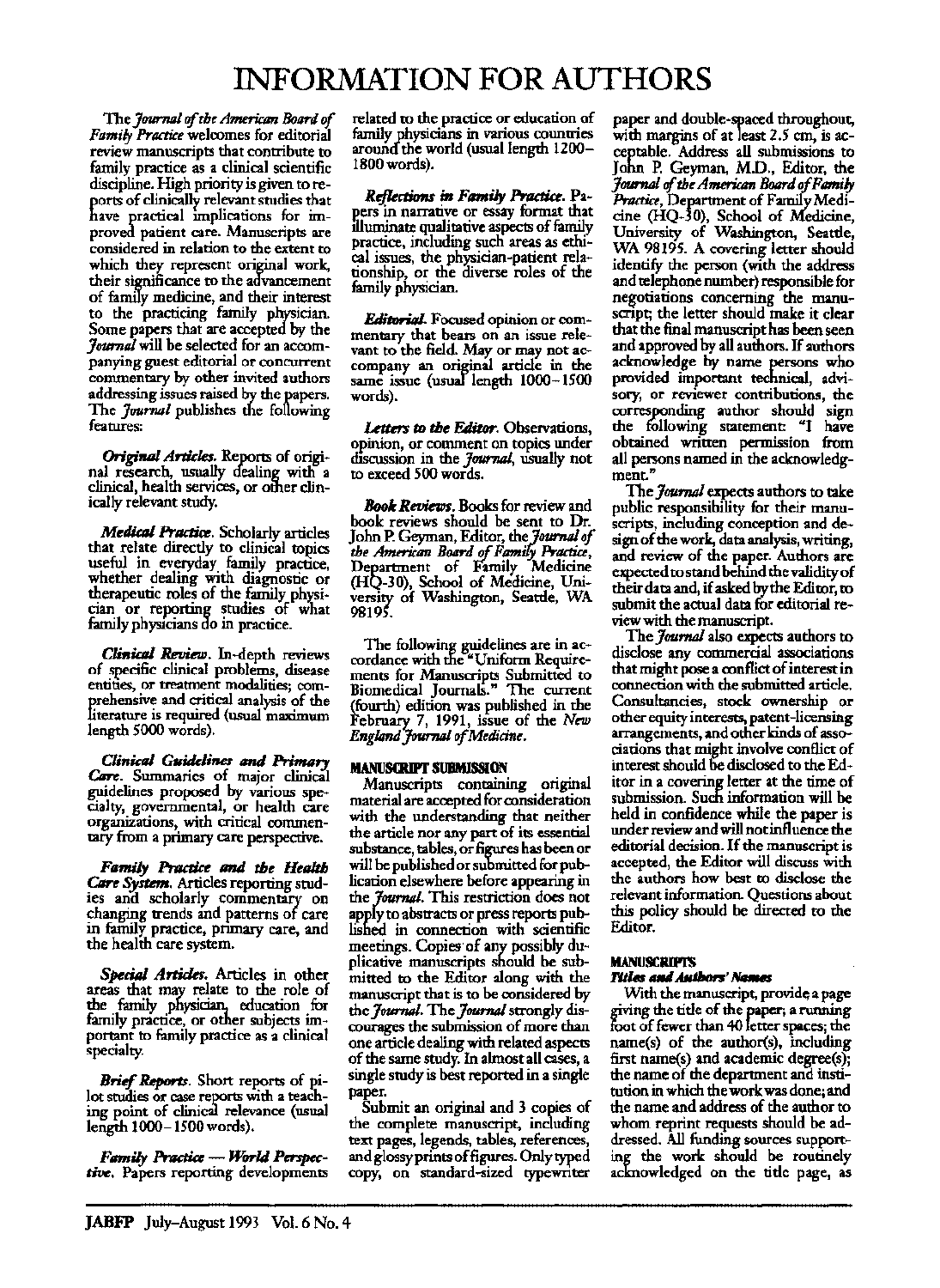# INFORMATION FOR AUTHORS

The *Journal of the American Board of Family Practice* welcomes for editorial review manuscripts that contribute to family practice as a clinical scientific discipline. High priority is given to reports of clinically relevant studies that have practical implications for improved patient care. Manuscripts are considered in relation to the extent to which they represent original work, their significance to the advancement of family medicine, and their interest to the practicing family physician. Some papers that are accepted by the *Journal* will be selected for an accompanying guest editorial or concurrent commentary by other invited authors addressing issues raised by the papers. The *Journal* publishes the following features:

***Original Articles.*** Reports of original research, usually dealing with a clinical, health services, or other clinically relevant study.

***Medical Practice.*** Scholarly articles that relate directly to clinical topics useful in everyday family practice, whether dealing with diagnostic or therapeutic roles of the family physician or reporting studies of what family physicians do in practice.

***Clinical Review.*** In-depth reviews of specific clinical problems, disease entities, or treatment modalities; comprehensive and critical analysis of the literature is required (usual maximum length 5000 words).

***Clinical Guidelines and Primary Care.*** Summaries of major clinical guidelines proposed by various specialty, governmental, or health care organizations, with critical commentary from a primary care perspective.

***Family Practice and the Health Care System.*** Articles reporting studies and scholarly commentary on changing trends and patterns of care in family practice, primary care, and the health care system.

***Special Articles.*** Articles in other areas that may relate to the role of the family physician, education for family practice, or other subjects important to family practice as a clinical specialty.

***Brief Reports.*** Short reports of pilot studies or case reports with a teaching point of clinical relevance (usual length 1000–1500 words).

***Family Practice — World Perspective.*** Papers reporting developments related to the practice or education of family physicians in various countries around the world (usual length 1200–1800 words).

***Reflections in Family Practice.*** Papers in narrative or essay format that illuminate qualitative aspects of family practice, including such areas as ethical issues, the physician-patient relationship, or the diverse roles of the family physician.

***Editorial.*** Focused opinion or commentary that bears on an issue relevant to the field. May or may not accompany an original article in the same issue (usual length 1000–1500 words).

***Letters to the Editor.*** Observations, opinion, or comment on topics under discussion in the *Journal*, usually not to exceed 500 words.

***Book Reviews.*** Books for review and book reviews should be sent to Dr. John P. Geyman, Editor, the *Journal of the American Board of Family Practice*, Department of Family Medicine (HQ-30), School of Medicine, University of Washington, Seattle, WA 98195.

The following guidelines are in accordance with the "Uniform Requirements for Manuscripts Submitted to Biomedical Journals." The current (fourth) edition was published in the February 7, 1991, issue of the *New England Journal of Medicine*.

## MANUSCRIPT SUBMISSION

Manuscripts containing original material are accepted for consideration with the understanding that neither the article nor any part of its essential substance, tables, or figures has been or will be published or submitted for publication elsewhere before appearing in the *Journal*. This restriction does not apply to abstracts or press reports published in connection with scientific meetings. Copies of any possibly duplicative manuscripts should be submitted to the Editor along with the manuscript that is to be considered by the *Journal*. The *Journal* strongly discourages the submission of more than one article dealing with related aspects of the same study. In almost all cases, a single study is best reported in a single paper.

Submit an original and 3 copies of the complete manuscript, including text pages, legends, tables, references, and glossy prints of figures. Only typed copy, on standard-sized typewriter paper and double-spaced throughout, with margins of at least 2.5 cm, is acceptable. Address all submissions to John P. Geyman, M.D., Editor, the *Journal of the American Board of Family Practice*, Department of Family Medicine (HQ-30), School of Medicine, University of Washington, Seattle, WA 98195. A covering letter should identify the person (with the address and telephone number) responsible for negotiations concerning the manuscript; the letter should make it clear that the final manuscript has been seen and approved by all authors. If authors acknowledge by name persons who provided important technical, advisory, or reviewer contributions, the corresponding author should sign the following statement: "I have obtained written permission from all persons named in the acknowledgment."

The *Journal* expects authors to take public responsibility for their manuscripts, including conception and design of the work, data analysis, writing, and review of the paper. Authors are expected to stand behind the validity of their data and, if asked by the Editor, to submit the actual data for editorial review with the manuscript.

The *Journal* also expects authors to disclose any commercial associations that might pose a conflict of interest in connection with the submitted article. Consultancies, stock ownership or other equity interests, patent-licensing arrangements, and other kinds of associations that might involve conflict of interest should be disclosed to the Editor in a covering letter at the time of submission. Such information will be held in confidence while the paper is under review and will not influence the editorial decision. If the manuscript is accepted, the Editor will discuss with the authors how best to disclose the relevant information. Questions about this policy should be directed to the Editor.

## MANUSCRIPTS

### *Titles and Authors' Names*

With the manuscript, provide a page giving the title of the paper; a running foot of fewer than 40 letter spaces; the name(s) of the author(s), including first name(s) and academic degree(s); the name of the department and institution in which the work was done; and the name and address of the author to whom reprint requests should be addressed. All funding sources supporting the work should be routinely acknowledged on the title page, as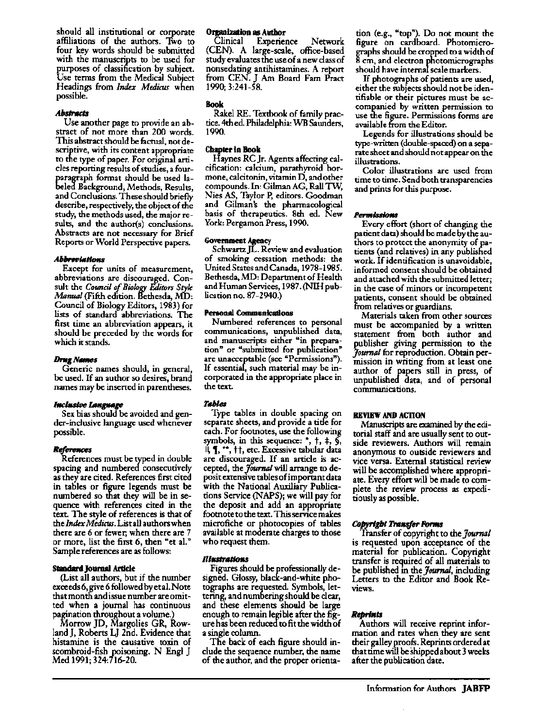should all institutional or corporate affiliations of the authors. Two to four key words should be submitted with the manuscripts to be used for purposes of classification by subject. Use terms from the Medical Subject Headings from *Index Medicus* when possible.

### *Abstracts*

Use another page to provide an abstract of not more than 200 words. This abstract should be factual, not descriptive, with its content appropriate to the type of paper. For original articles reporting results of studies, a four-paragraph format should be used labeled Background, Methods, Results, and Conclusions. These should briefly describe, respectively, the object of the study, the methods used, the major results, and the author(s) conclusions. Abstracts are not necessary for Brief Reports or World Perspective papers.

### *Abbreviations*

Except for units of measurement, abbreviations are discouraged. Consult the *Council of Biology Editors Style Manual* (Fifth edition. Bethesda, MD: Council of Biology Editors, 1983) for lists of standard abbreviations. The first time an abbreviation appears, it should be preceded by the words for which it stands.

### *Drug Names*

Generic names should, in general, be used. If an author so desires, brand names may be inserted in parentheses.

### *Inclusive Language*

Sex bias should be avoided and gender-inclusive language used whenever possible.

### *References*

References must be typed in double spacing and numbered consecutively as they are cited. References first cited in tables or figure legends must be numbered so that they will be in sequence with references cited in the text. The style of references is that of the *Index Medicus*. List all authors when there are 6 or fewer; when there are 7 or more, list the first 6, then "et al." Sample references are as follows:

#### Standard Journal Article

(List all authors, but if the number exceeds 6, give 6 followed by et al. Note that month and issue number are omitted when a journal has continuous pagination throughout a volume.)

Morrow JD, Margolies GR, Rowland J, Roberts LJ 2nd. Evidence that histamine is the causative toxin of scombroid-fish poisoning. N Engl J Med 1991; 324:716-20.

#### Organization as Author

Clinical Experience Network (CEN). A large-scale, office-based study evaluates the use of a new class of nonsedating antihistamines. A report from CEN. J Am Board Fam Pract 1990; 3:241-58.

#### Book

Rakel RE. Textbook of family practice. 4th ed. Philadelphia: WB Saunders, 1990.

#### Chapter in Book

Haynes RC Jr. Agents affecting calcification: calcium, parathyroid hormone, calcitonin, vitamin D, and other compounds. In: Gilman AG, Rall TW, Nies AS, Taylor P, editors. Goodman and Gilman's the pharmacological basis of therapeutics. 8th ed. New York: Pergamon Press, 1990.

#### Government Agency

Schwartz JL. Review and evaluation of smoking cessation methods: the United States and Canada, 1978-1985. Bethesda, MD: Department of Health and Human Services, 1987. (NIH publication no. 87-2940.)

#### Personal Communications

Numbered references to personal communications, unpublished data, and manuscripts either "in preparation" or "submitted for publication" are unacceptable (see "Permissions"). If essential, such material may be incorporated in the appropriate place in the text.

### *Tables*

Type tables in double spacing on separate sheets, and provide a title for each. For footnotes, use the following symbols, in this sequence: *, †, ‡, §, ‖, ¶, **, ††, etc. Excessive tabular data are discouraged. If an article is accepted, the *Journal* will arrange to deposit extensive tables of important data with the National Auxiliary Publications Service (NAPS); we will pay for the deposit and add an appropriate footnote to the text. This service makes microfiche or photocopies of tables available at moderate charges to those who request them.

### *Illustrations*

Figures should be professionally designed. Glossy, black-and-white photographs are requested. Symbols, lettering, and numbering should be clear, and these elements should be large enough to remain legible after the figure has been reduced to fit the width of a single column.

The back of each figure should include the sequence number, the name of the author, and the proper orientation (e.g., "top"). Do not mount the figure on cardboard. Photomicrographs should be cropped to a width of 8 cm, and electron photomicrographs should have internal scale markers.

If photographs of patients are used, either the subjects should not be identifiable or their pictures must be accompanied by written permission to use the figure. Permissions forms are available from the Editor.

Legends for illustrations should be type-written (double-spaced) on a separate sheet and should not appear on the illustrations.

Color illustrations are used from time to time. Send both transparencies and prints for this purpose.

### *Permissions*

Every effort (short of changing the patient data) should be made by the authors to protect the anonymity of patients (and relatives) in any published work. If identification is unavoidable, informed consent should be obtained and attached with the submitted letter; in the case of minors or incompetent patients, consent should be obtained from relatives or guardians.

Materials taken from other sources must be accompanied by a written statement from both author and publisher giving permission to the *Journal* for reproduction. Obtain permission in writing from at least one author of papers still in press, of unpublished data, and of personal communications.

## REVIEW AND ACTION

Manuscripts are examined by the editorial staff and are usually sent to outside reviewers. Authors will remain anonymous to outside reviewers and vice versa. External statistical review will be accomplished where appropriate. Every effort will be made to complete the review process as expeditiously as possible.

### *Copyright Transfer Forms*

Transfer of copyright to the *Journal* is requested upon acceptance of the material for publication. Copyright transfer is required of all materials to be published in the *Journal*, including Letters to the Editor and Book Reviews.

### *Reprints*

Authors will receive reprint information and rates when they are sent their galley proofs. Reprints ordered at that time will be shipped about 3 weeks after the publication date.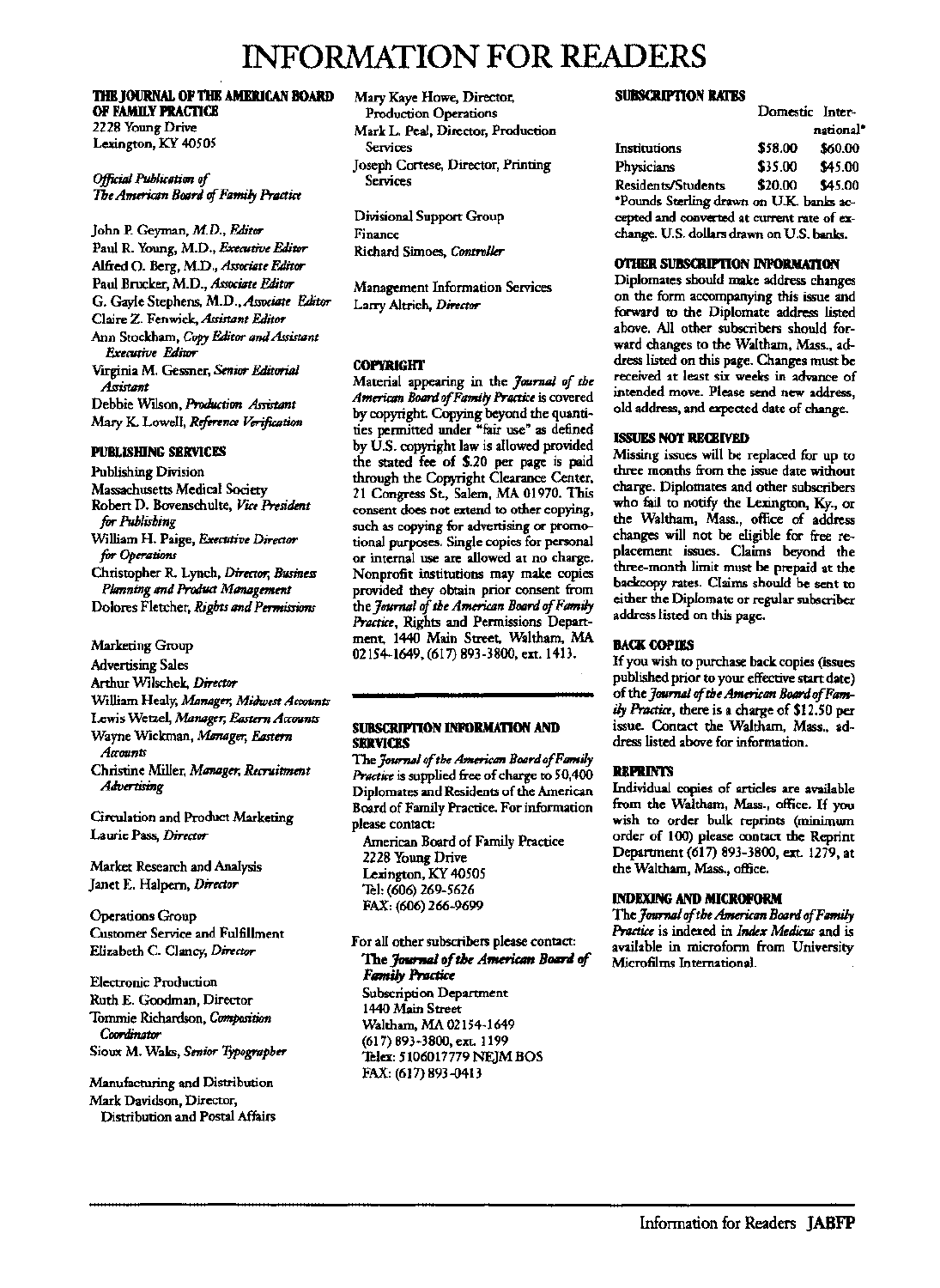# INFORMATION FOR READERS

**THE JOURNAL OF THE AMERICAN BOARD OF FAMILY PRACTICE**
2228 Young Drive
Lexington, KY 40505

*Official Publication of The American Board of Family Practice*

John P. Geyman, M.D., *Editor*
Paul R. Young, M.D., *Executive Editor*
Alfred O. Berg, M.D., *Associate Editor*
Paul Brucker, M.D., *Associate Editor*
G. Gayle Stephens, M.D., *Associate Editor*
Claire Z. Fenwick, *Assistant Editor*
Ann Stockham, *Copy Editor and Assistant Executive Editor*
Virginia M. Gessner, *Senior Editorial Assistant*
Debbie Wilson, *Production Assistant*
Mary K. Lowell, *Reference Verification*

**PUBLISHING SERVICES**

Publishing Division
Massachusetts Medical Society
Robert D. Bovenschulte, *Vice President for Publishing*
William H. Paige, *Executive Director for Operations*
Christopher R. Lynch, *Director, Business Planning and Product Management*
Dolores Fletcher, *Rights and Permissions*

Marketing Group
Advertising Sales
Arthur Wilschek, *Director*
William Healy, *Manager, Midwest Accounts*
Lewis Wetzel, *Manager, Eastern Accounts*
Wayne Wickman, *Manager, Eastern Accounts*
Christine Miller, *Manager, Recruitment Advertising*

Circulation and Product Marketing
Laurie Pass, *Director*

Market Research and Analysis
Janet E. Halpern, *Director*

Operations Group
Customer Service and Fulfillment
Elizabeth C. Clancy, *Director*

Electronic Production
Ruth E. Goodman, Director
Tommie Richardson, *Composition Coordinator*
Sioux M. Waks, *Senior Typographer*

Manufacturing and Distribution
Mark Davidson, Director, Distribution and Postal Affairs

Mary Kaye Howe, Director, Production Operations
Mark L. Peal, Director, Production Services
Joseph Cortese, Director, Printing Services

Divisional Support Group
Finance
Richard Simoes, *Controller*

Management Information Services
Larry Altrich, *Director*

**COPYRIGHT**

Material appearing in the *Journal of the American Board of Family Practice* is covered by copyright. Copying beyond the quantities permitted under "fair use" as defined by U.S. copyright law is allowed provided the stated fee of $.20 per page is paid through the Copyright Clearance Center, 21 Congress St., Salem, MA 01970. This consent does not extend to other copying, such as copying for advertising or promotional purposes. Single copies for personal or internal use are allowed at no charge. Nonprofit institutions may make copies provided they obtain prior consent from the *Journal of the American Board of Family Practice*, Rights and Permissions Department, 1440 Main Street, Waltham, MA 02154-1649, (617) 893-3800, ext. 1413.

**SUBSCRIPTION INFORMATION AND SERVICES**

The *Journal of the American Board of Family Practice* is supplied free of charge to 50,400 Diplomates and Residents of the American Board of Family Practice. For information please contact:

American Board of Family Practice
2228 Young Drive
Lexington, KY 40505
Tel: (606) 269-5626
FAX: (606) 266-9699

For all other subscribers please contact:
**The *Journal of the American Board of Family Practice***
Subscription Department
1440 Main Street
Waltham, MA 02154-1649
(617) 893-3800, ext. 1199
Telex: 5106017779 NEJM BOS
FAX: (617) 893-0413

**SUBSCRIPTION RATES**

| | Domestic | International* |
|---|---|---|
| Institutions | $58.00 | $60.00 |
| Physicians | $35.00 | $45.00 |
| Residents/Students | $20.00 | $45.00 |

*Pounds Sterling drawn on U.K. banks accepted and converted at current rate of exchange. U.S. dollars drawn on U.S. banks.

**OTHER SUBSCRIPTION INFORMATION**

Diplomates should make address changes on the form accompanying this issue and forward to the Diplomate address listed above. All other subscribers should forward changes to the Waltham, Mass., address listed on this page. Changes must be received at least six weeks in advance of intended move. Please send new address, old address, and expected date of change.

**ISSUES NOT RECEIVED**

Missing issues will be replaced for up to three months from the issue date without charge. Diplomates and other subscribers who fail to notify the Lexington, Ky., or the Waltham, Mass., office of address changes will not be eligible for free replacement issues. Claims beyond the three-month limit must be prepaid at the backcopy rates. Claims should be sent to either the Diplomate or regular subscriber address listed on this page.

**BACK COPIES**

If you wish to purchase back copies (issues published prior to your effective start date) of the *Journal of the American Board of Family Practice*, there is a charge of $12.50 per issue. Contact the Waltham, Mass., address listed above for information.

**REPRINTS**

Individual copies of articles are available from the Waltham, Mass., office. If you wish to order bulk reprints (minimum order of 100) please contact the Reprint Department (617) 893-3800, ext. 1279, at the Waltham, Mass., office.

**INDEXING AND MICROFORM**

The *Journal of the American Board of Family Practice* is indexed in *Index Medicus* and is available in microform from University Microfilms International.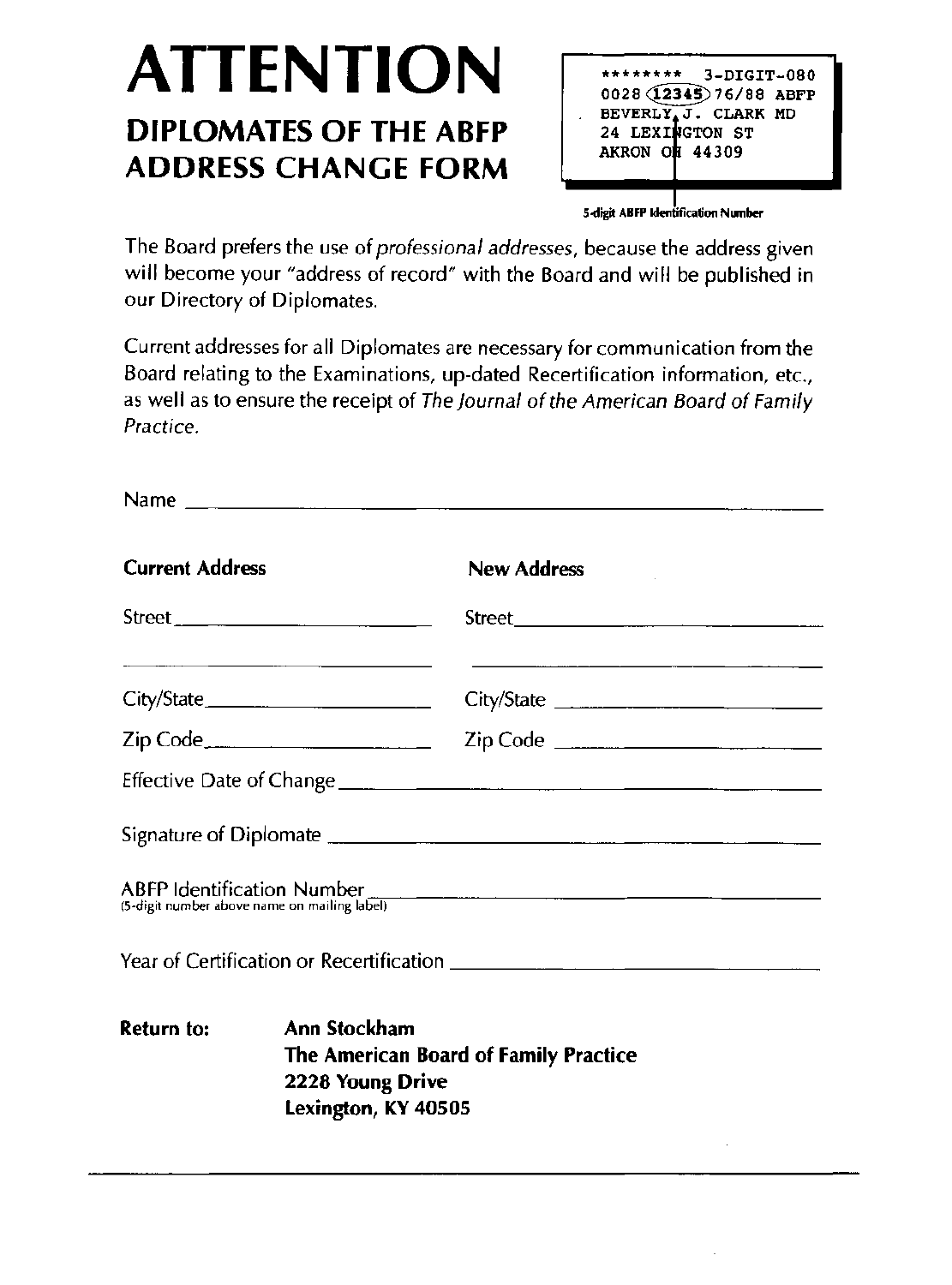# ATTENTION

## DIPLOMATES OF THE ABFP ADDRESS CHANGE FORM

```
********  3-DIGIT-080
0028 (12345) 76/88 ABFP
BEVERLY J. CLARK MD
24 LEXINGTON ST
AKRON OH 44309
```

5-digit ABFP Identification Number

The Board prefers the use of *professional addresses*, because the address given will become your "address of record" with the Board and will be published in our Directory of Diplomates.

Current addresses for all Diplomates are necessary for communication from the Board relating to the Examinations, up-dated Recertification information, etc., as well as to ensure the receipt of *The Journal of the American Board of Family Practice.*

Name ______________________________

| **Current Address** | **New Address** |
| --- | --- |
| Street ______________ | Street ______________ |
| ______________ | ______________ |
| City/State ______________ | City/State ______________ |
| Zip Code ______________ | Zip Code ______________ |

Effective Date of Change ______________________________

Signature of Diplomate ______________________________

ABFP Identification Number ______________________________
(5-digit number above name on mailing label)

Year of Certification or Recertification ______________________________

**Return to:** **Ann Stockham**
**The American Board of Family Practice**
**2228 Young Drive**
**Lexington, KY 40505**